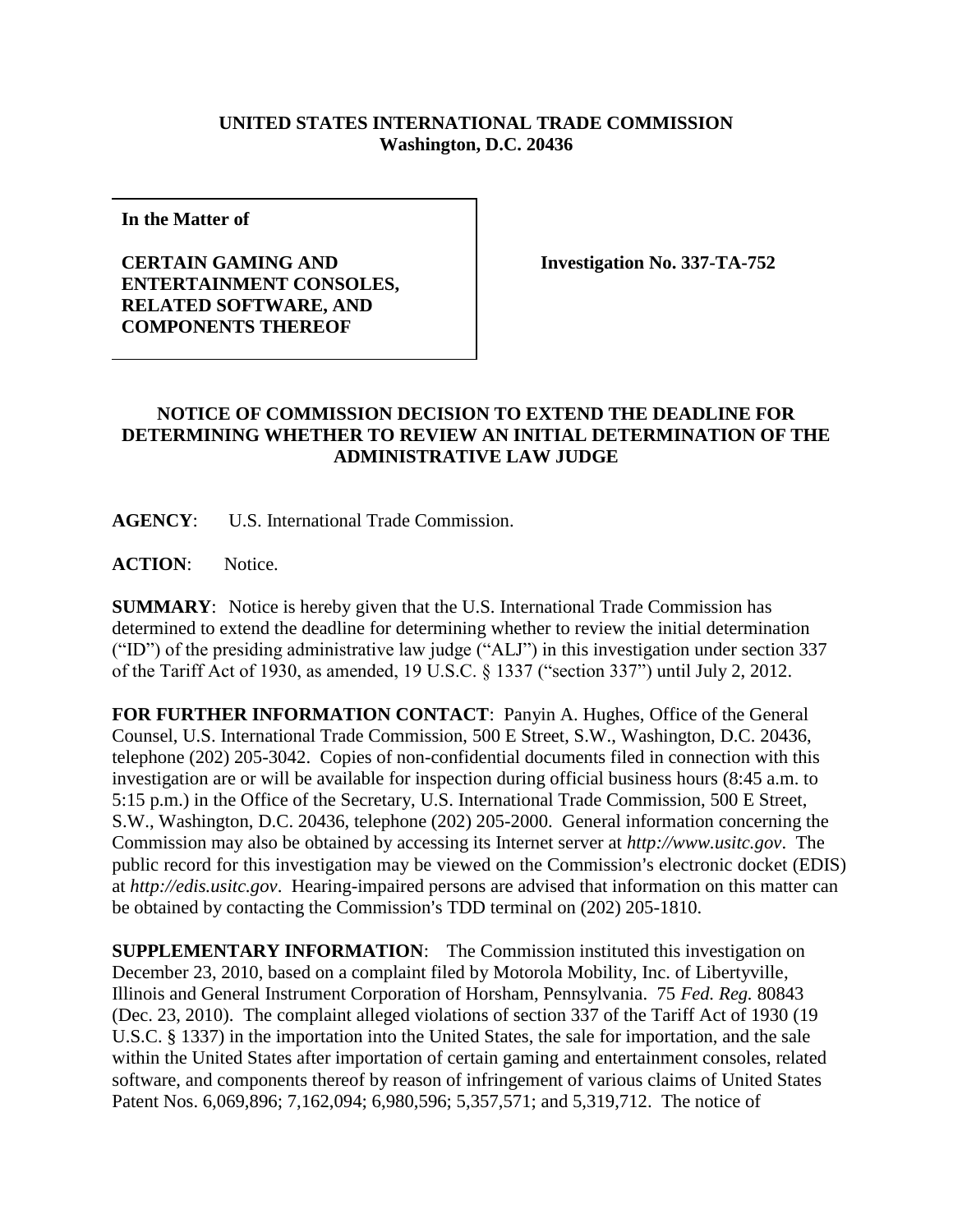**UNITED STATES INTERNATIONAL TRADE COMMISSION**
**Washington, D.C. 20436**

| **In the Matter of** **CERTAIN GAMING AND ENTERTAINMENT CONSOLES, RELATED SOFTWARE, AND COMPONENTS THEREOF** | **Investigation No. 337-TA-752** |
| --- | --- |

## NOTICE OF COMMISSION DECISION TO EXTEND THE DEADLINE FOR DETERMINING WHETHER TO REVIEW AN INITIAL DETERMINATION OF THE ADMINISTRATIVE LAW JUDGE

**AGENCY**: U.S. International Trade Commission.

**ACTION**: Notice.

**SUMMARY**: Notice is hereby given that the U.S. International Trade Commission has determined to extend the deadline for determining whether to review the initial determination ("ID") of the presiding administrative law judge ("ALJ") in this investigation under section 337 of the Tariff Act of 1930, as amended, 19 U.S.C. § 1337 ("section 337") until July 2, 2012.

**FOR FURTHER INFORMATION CONTACT**: Panyin A. Hughes, Office of the General Counsel, U.S. International Trade Commission, 500 E Street, S.W., Washington, D.C. 20436, telephone (202) 205-3042. Copies of non-confidential documents filed in connection with this investigation are or will be available for inspection during official business hours (8:45 a.m. to 5:15 p.m.) in the Office of the Secretary, U.S. International Trade Commission, 500 E Street, S.W., Washington, D.C. 20436, telephone (202) 205-2000. General information concerning the Commission may also be obtained by accessing its Internet server at *http://www.usitc.gov*. The public record for this investigation may be viewed on the Commission's electronic docket (EDIS) at *http://edis.usitc.gov*. Hearing-impaired persons are advised that information on this matter can be obtained by contacting the Commission's TDD terminal on (202) 205-1810.

**SUPPLEMENTARY INFORMATION**: The Commission instituted this investigation on December 23, 2010, based on a complaint filed by Motorola Mobility, Inc. of Libertyville, Illinois and General Instrument Corporation of Horsham, Pennsylvania. 75 *Fed. Reg.* 80843 (Dec. 23, 2010). The complaint alleged violations of section 337 of the Tariff Act of 1930 (19 U.S.C. § 1337) in the importation into the United States, the sale for importation, and the sale within the United States after importation of certain gaming and entertainment consoles, related software, and components thereof by reason of infringement of various claims of United States Patent Nos. 6,069,896; 7,162,094; 6,980,596; 5,357,571; and 5,319,712. The notice of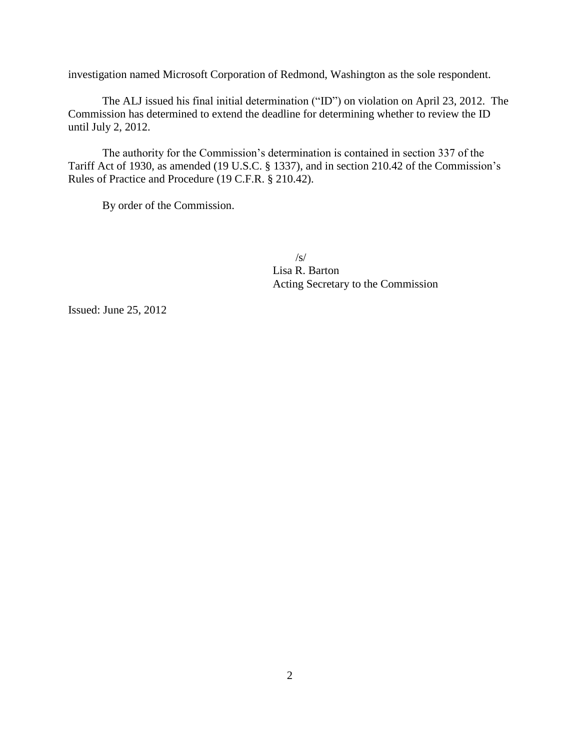investigation named Microsoft Corporation of Redmond, Washington as the sole respondent.

The ALJ issued his final initial determination ("ID") on violation on April 23, 2012. The Commission has determined to extend the deadline for determining whether to review the ID until July 2, 2012.

The authority for the Commission's determination is contained in section 337 of the Tariff Act of 1930, as amended (19 U.S.C. § 1337), and in section 210.42 of the Commission's Rules of Practice and Procedure (19 C.F.R. § 210.42).

By order of the Commission.

/s/
Lisa R. Barton
Acting Secretary to the Commission

Issued: June 25, 2012